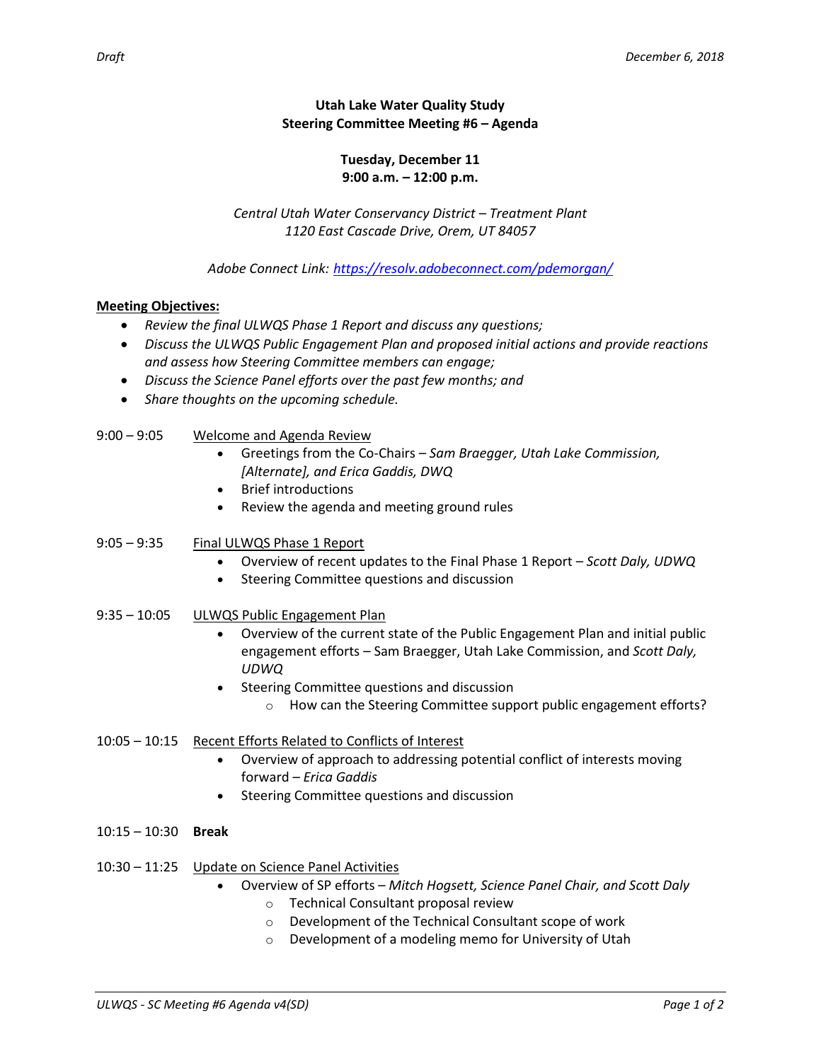*Draft* *December 6, 2018*

**Utah Lake Water Quality Study**
**Steering Committee Meeting #6 – Agenda**

**Tuesday, December 11**
**9:00 a.m. – 12:00 p.m.**

*Central Utah Water Conservancy District – Treatment Plant*
*1120 East Cascade Drive, Orem, UT 84057*

*Adobe Connect Link: [https://resolv.adobeconnect.com/pdemorgan/](https://resolv.adobeconnect.com/pdemorgan/)*

**Meeting Objectives:**

- *Review the final ULWQS Phase 1 Report and discuss any questions;*
- *Discuss the ULWQS Public Engagement Plan and proposed initial actions and provide reactions and assess how Steering Committee members can engage;*
- *Discuss the Science Panel efforts over the past few months; and*
- *Share thoughts on the upcoming schedule.*

9:00 – 9:05 Welcome and Agenda Review

- Greetings from the Co-Chairs – *Sam Braegger, Utah Lake Commission, [Alternate], and Erica Gaddis, DWQ*
- Brief introductions
- Review the agenda and meeting ground rules

9:05 – 9:35 Final ULWQS Phase 1 Report

- Overview of recent updates to the Final Phase 1 Report – *Scott Daly, UDWQ*
- Steering Committee questions and discussion

9:35 – 10:05 ULWQS Public Engagement Plan

- Overview of the current state of the Public Engagement Plan and initial public engagement efforts – Sam Braegger, Utah Lake Commission, and *Scott Daly, UDWQ*
- Steering Committee questions and discussion
  - How can the Steering Committee support public engagement efforts?

10:05 – 10:15 Recent Efforts Related to Conflicts of Interest

- Overview of approach to addressing potential conflict of interests moving forward – *Erica Gaddis*
- Steering Committee questions and discussion

10:15 – 10:30 **Break**

10:30 – 11:25 Update on Science Panel Activities

- Overview of SP efforts – *Mitch Hogsett, Science Panel Chair, and Scott Daly*
  - Technical Consultant proposal review
  - Development of the Technical Consultant scope of work
  - Development of a modeling memo for University of Utah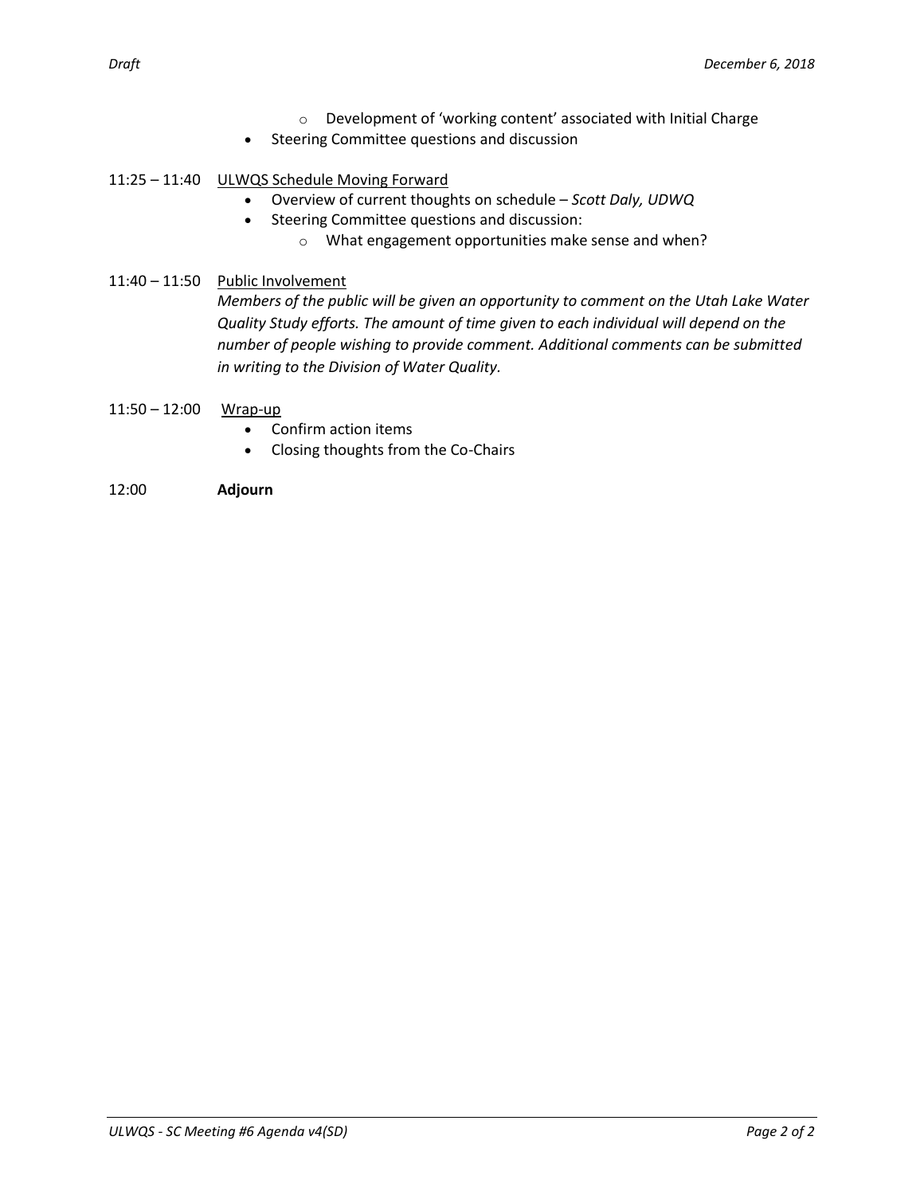- Development of 'working content' associated with Initial Charge
- Steering Committee questions and discussion

11:25 – 11:40 ULWQS Schedule Moving Forward

- Overview of current thoughts on schedule – *Scott Daly, UDWQ*
- Steering Committee questions and discussion:
    - What engagement opportunities make sense and when?

11:40 – 11:50 Public Involvement

*Members of the public will be given an opportunity to comment on the Utah Lake Water Quality Study efforts. The amount of time given to each individual will depend on the number of people wishing to provide comment. Additional comments can be submitted in writing to the Division of Water Quality.*

11:50 – 12:00 Wrap-up

- Confirm action items
- Closing thoughts from the Co-Chairs

12:00 **Adjourn**